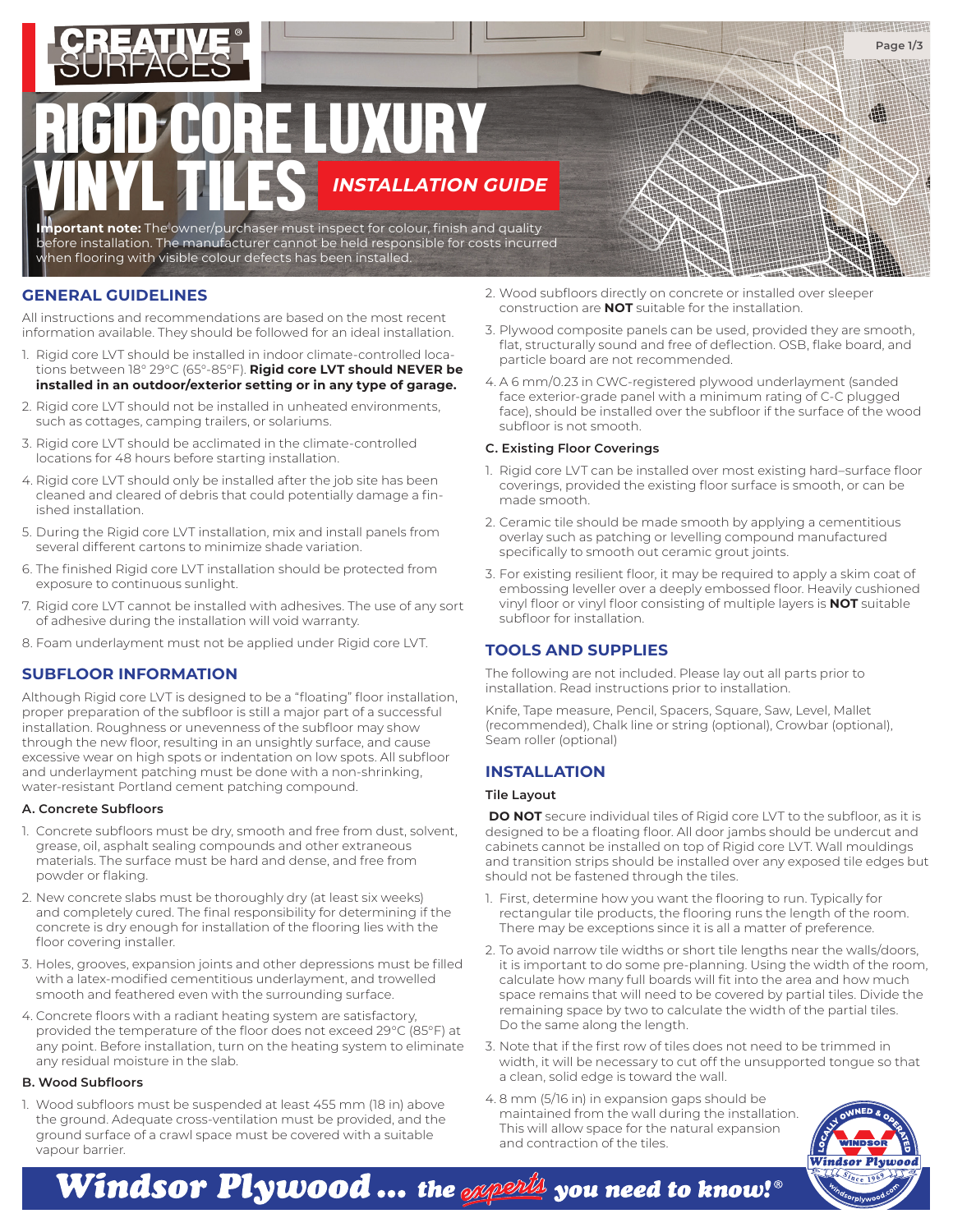# RIGID CORE LUXURY VINYL TILES

***INSTALLATION GUIDE***

**Important note:** The owner/purchaser must inspect for colour, finish and quality before installation. The manufacturer cannot be held responsible for costs incurred when flooring with visible colour defects has been installed.

## GENERAL GUIDELINES

All instructions and recommendations are based on the most recent information available. They should be followed for an ideal installation.

1. Rigid core LVT should be installed in indoor climate-controlled locations between 18° 29°C (65°-85°F). **Rigid core LVT should NEVER be installed in an outdoor/exterior setting or in any type of garage.**
2. Rigid core LVT should not be installed in unheated environments, such as cottages, camping trailers, or solariums.
3. Rigid core LVT should be acclimated in the climate-controlled locations for 48 hours before starting installation.
4. Rigid core LVT should only be installed after the job site has been cleaned and cleared of debris that could potentially damage a finished installation.
5. During the Rigid core LVT installation, mix and install panels from several different cartons to minimize shade variation.
6. The finished Rigid core LVT installation should be protected from exposure to continuous sunlight.
7. Rigid core LVT cannot be installed with adhesives. The use of any sort of adhesive during the installation will void warranty.
8. Foam underlayment must not be applied under Rigid core LVT.

## SUBFLOOR INFORMATION

Although Rigid core LVT is designed to be a "floating" floor installation, proper preparation of the subfloor is still a major part of a successful installation. Roughness or unevenness of the subfloor may show through the new floor, resulting in an unsightly surface, and cause excessive wear on high spots or indentation on low spots. All subfloor and underlayment patching must be done with a non-shrinking, water-resistant Portland cement patching compound.

### A. Concrete Subfloors

1. Concrete subfloors must be dry, smooth and free from dust, solvent, grease, oil, asphalt sealing compounds and other extraneous materials. The surface must be hard and dense, and free from powder or flaking.
2. New concrete slabs must be thoroughly dry (at least six weeks) and completely cured. The final responsibility for determining if the concrete is dry enough for installation of the flooring lies with the floor covering installer.
3. Holes, grooves, expansion joints and other depressions must be filled with a latex-modified cementitious underlayment, and trowelled smooth and feathered even with the surrounding surface.
4. Concrete floors with a radiant heating system are satisfactory, provided the temperature of the floor does not exceed 29°C (85°F) at any point. Before installation, turn on the heating system to eliminate any residual moisture in the slab.

### B. Wood Subfloors

1. Wood subfloors must be suspended at least 455 mm (18 in) above the ground. Adequate cross-ventilation must be provided, and the ground surface of a crawl space must be covered with a suitable vapour barrier.
2. Wood subfloors directly on concrete or installed over sleeper construction are **NOT** suitable for the installation.
3. Plywood composite panels can be used, provided they are smooth, flat, structurally sound and free of deflection. OSB, flake board, and particle board are not recommended.
4. A 6 mm/0.23 in CWC-registered plywood underlayment (sanded face exterior-grade panel with a minimum rating of C-C plugged face), should be installed over the subfloor if the surface of the wood subfloor is not smooth.

### C. Existing Floor Coverings

1. Rigid core LVT can be installed over most existing hard–surface floor coverings, provided the existing floor surface is smooth, or can be made smooth.
2. Ceramic tile should be made smooth by applying a cementitious overlay such as patching or levelling compound manufactured specifically to smooth out ceramic grout joints.
3. For existing resilient floor, it may be required to apply a skim coat of embossing leveller over a deeply embossed floor. Heavily cushioned vinyl floor or vinyl floor consisting of multiple layers is **NOT** suitable subfloor for installation.

## TOOLS AND SUPPLIES

The following are not included. Please lay out all parts prior to installation. Read instructions prior to installation.

Knife, Tape measure, Pencil, Spacers, Square, Saw, Level, Mallet (recommended), Chalk line or string (optional), Crowbar (optional), Seam roller (optional)

## INSTALLATION

### Tile Layout

**DO NOT** secure individual tiles of Rigid core LVT to the subfloor, as it is designed to be a floating floor. All door jambs should be undercut and cabinets cannot be installed on top of Rigid core LVT. Wall mouldings and transition strips should be installed over any exposed tile edges but should not be fastened through the tiles.

1. First, determine how you want the flooring to run. Typically for rectangular tile products, the flooring runs the length of the room. There may be exceptions since it is all a matter of preference.
2. To avoid narrow tile widths or short tile lengths near the walls/doors, it is important to do some pre-planning. Using the width of the room, calculate how many full boards will fit into the area and how much space remains that will need to be covered by partial tiles. Divide the remaining space by two to calculate the width of the partial tiles. Do the same along the length.
3. Note that if the first row of tiles does not need to be trimmed in width, it will be necessary to cut off the unsupported tongue so that a clean, solid edge is toward the wall.
4. 8 mm (5/16 in) in expansion gaps should be maintained from the wall during the installation. This will allow space for the natural expansion and contraction of the tiles.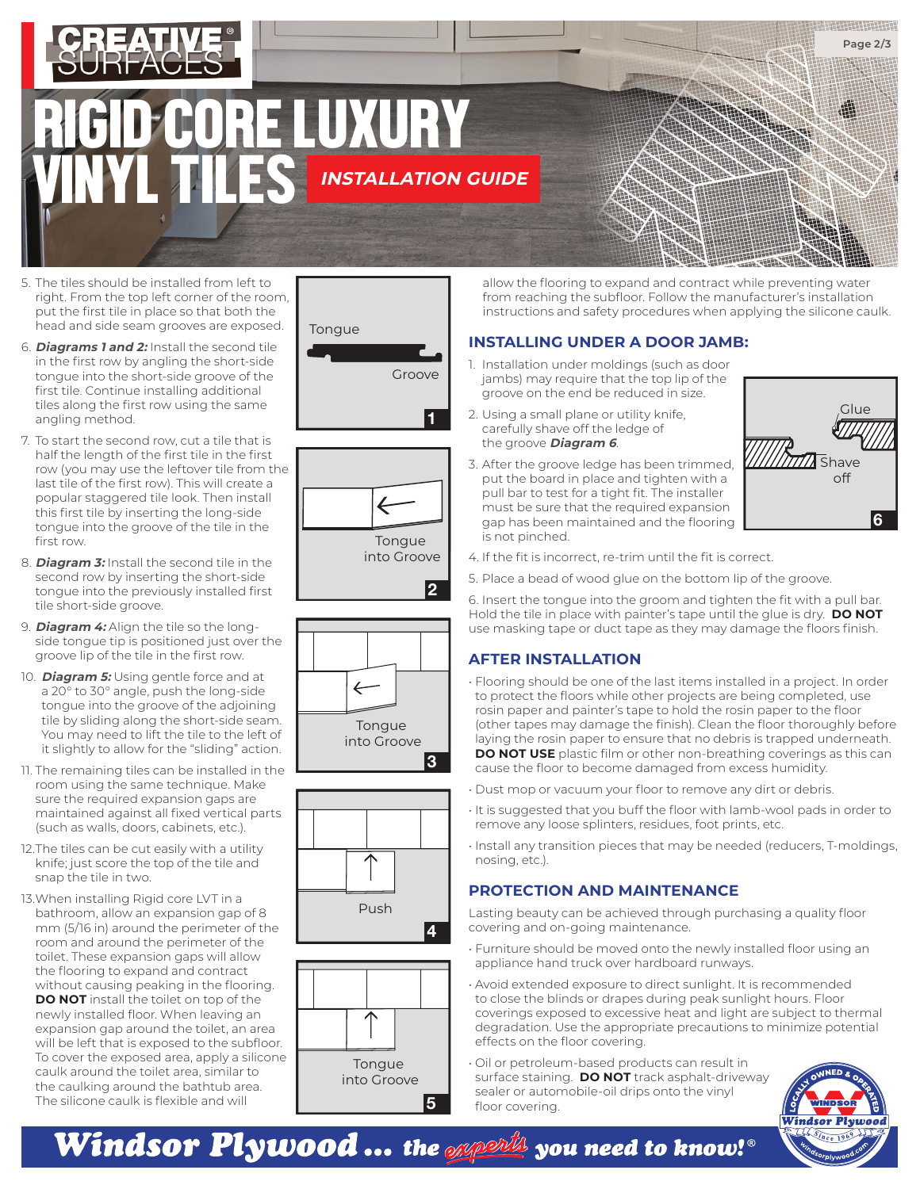# CREATIVE SURFACES

# RIGID CORE LUXURY VINYL TILES

**INSTALLATION GUIDE**

5. The tiles should be installed from left to right. From the top left corner of the room, put the first tile in place so that both the head and side seam grooves are exposed.
6. ***Diagrams 1 and 2:*** Install the second tile in the first row by angling the short-side tongue into the short-side groove of the first tile. Continue installing additional tiles along the first row using the same angling method.
7. To start the second row, cut a tile that is half the length of the first tile in the first row (you may use the leftover tile from the last tile of the first row). This will create a popular staggered tile look. Then install this first tile by inserting the long-side tongue into the groove of the tile in the first row.
8. ***Diagram 3:*** Install the second tile in the second row by inserting the short-side tongue into the previously installed first tile short-side groove.
9. ***Diagram 4:*** Align the tile so the long-side tongue tip is positioned just over the groove lip of the tile in the first row.
10. ***Diagram 5:*** Using gentle force and at a 20° to 30° angle, push the long-side tongue into the groove of the adjoining tile by sliding along the short-side seam. You may need to lift the tile to the left of it slightly to allow for the "sliding" action.
11. The remaining tiles can be installed in the room using the same technique. Make sure the required expansion gaps are maintained against all fixed vertical parts (such as walls, doors, cabinets, etc.).
12. The tiles can be cut easily with a utility knife; just score the top of the tile and snap the tile in two.
13. When installing Rigid core LVT in a bathroom, allow an expansion gap of 8 mm (5/16 in) around the perimeter of the room and around the perimeter of the toilet. These expansion gaps will allow the flooring to expand and contract without causing peaking in the flooring. **DO NOT** install the toilet on top of the newly installed floor. When leaving an expansion gap around the toilet, an area will be left that is exposed to the subfloor. To cover the exposed area, apply a silicone caulk around the toilet area, similar to the caulking around the bathtub area. The silicone caulk is flexible and will allow the flooring to expand and contract while preventing water from reaching the subfloor. Follow the manufacturer's installation instructions and safety procedures when applying the silicone caulk.

Tongue
Groove
1

Tongue into Groove
2

Tongue into Groove
3

Push
4

Tongue into Groove
5

## INSTALLING UNDER A DOOR JAMB:

1. Installation under moldings (such as door jambs) may require that the top lip of the groove on the end be reduced in size.
2. Using a small plane or utility knife, carefully shave off the ledge of the groove ***Diagram 6***.
3. After the groove ledge has been trimmed, put the board in place and tighten with a pull bar to test for a tight fit. The installer must be sure that the required expansion gap has been maintained and the flooring is not pinched.
4. If the fit is incorrect, re-trim until the fit is correct.
5. Place a bead of wood glue on the bottom lip of the groove.
6. Insert the tongue into the groom and tighten the fit with a pull bar. Hold the tile in place with painter's tape until the glue is dry. **DO NOT** use masking tape or duct tape as they may damage the floors finish.

Glue
Shave off
6

## AFTER INSTALLATION

- Flooring should be one of the last items installed in a project. In order to protect the floors while other projects are being completed, use rosin paper and painter's tape to hold the rosin paper to the floor (other tapes may damage the finish). Clean the floor thoroughly before laying the rosin paper to ensure that no debris is trapped underneath. **DO NOT USE** plastic film or other non-breathing coverings as this can cause the floor to become damaged from excess humidity.
- Dust mop or vacuum your floor to remove any dirt or debris.
- It is suggested that you buff the floor with lamb-wool pads in order to remove any loose splinters, residues, foot prints, etc.
- Install any transition pieces that may be needed (reducers, T-moldings, nosing, etc.).

## PROTECTION AND MAINTENANCE

Lasting beauty can be achieved through purchasing a quality floor covering and on-going maintenance.

- Furniture should be moved onto the newly installed floor using an appliance hand truck over hardboard runways.
- Avoid extended exposure to direct sunlight. It is recommended to close the blinds or drapes during peak sunlight hours. Floor coverings exposed to excessive heat and light are subject to thermal degradation. Use the appropriate precautions to minimize potential effects on the floor covering.
- Oil or petroleum-based products can result in surface staining. **DO NOT** track asphalt-driveway sealer or automobile-oil drips onto the vinyl floor covering.

**Windsor Plywood ... the experts you need to know!®**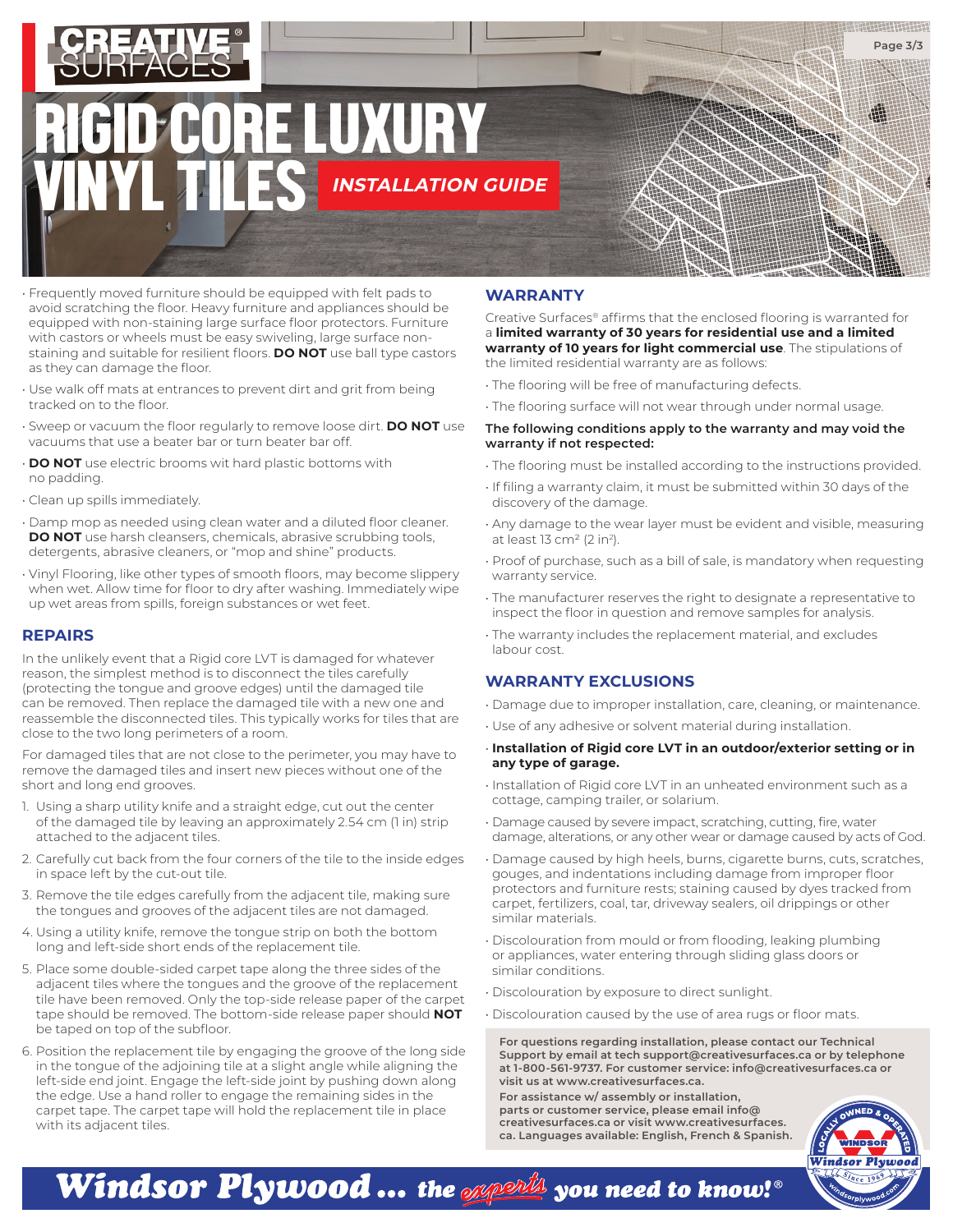# RIGID CORE LUXURY VINYL TILES *INSTALLATION GUIDE*

- Frequently moved furniture should be equipped with felt pads to avoid scratching the floor. Heavy furniture and appliances should be equipped with non-staining large surface floor protectors. Furniture with castors or wheels must be easy swiveling, large surface non-staining and suitable for resilient floors. **DO NOT** use ball type castors as they can damage the floor.
- Use walk off mats at entrances to prevent dirt and grit from being tracked on to the floor.
- Sweep or vacuum the floor regularly to remove loose dirt. **DO NOT** use vacuums that use a beater bar or turn beater bar off.
- **DO NOT** use electric brooms wit hard plastic bottoms with no padding.
- Clean up spills immediately.
- Damp mop as needed using clean water and a diluted floor cleaner. **DO NOT** use harsh cleansers, chemicals, abrasive scrubbing tools, detergents, abrasive cleaners, or "mop and shine" products.
- Vinyl Flooring, like other types of smooth floors, may become slippery when wet. Allow time for floor to dry after washing. Immediately wipe up wet areas from spills, foreign substances or wet feet.

## REPAIRS

In the unlikely event that a Rigid core LVT is damaged for whatever reason, the simplest method is to disconnect the tiles carefully (protecting the tongue and groove edges) until the damaged tile can be removed. Then replace the damaged tile with a new one and reassemble the disconnected tiles. This typically works for tiles that are close to the two long perimeters of a room.

For damaged tiles that are not close to the perimeter, you may have to remove the damaged tiles and insert new pieces without one of the short and long end grooves.

1. Using a sharp utility knife and a straight edge, cut out the center of the damaged tile by leaving an approximately 2.54 cm (1 in) strip attached to the adjacent tiles.
2. Carefully cut back from the four corners of the tile to the inside edges in space left by the cut-out tile.
3. Remove the tile edges carefully from the adjacent tile, making sure the tongues and grooves of the adjacent tiles are not damaged.
4. Using a utility knife, remove the tongue strip on both the bottom long and left-side short ends of the replacement tile.
5. Place some double-sided carpet tape along the three sides of the adjacent tiles where the tongues and the groove of the replacement tile have been removed. Only the top-side release paper of the carpet tape should be removed. The bottom-side release paper should **NOT** be taped on top of the subfloor.
6. Position the replacement tile by engaging the groove of the long side in the tongue of the adjoining tile at a slight angle while aligning the left-side end joint. Engage the left-side joint by pushing down along the edge. Use a hand roller to engage the remaining sides in the carpet tape. The carpet tape will hold the replacement tile in place with its adjacent tiles.

## WARRANTY

Creative Surfaces® affirms that the enclosed flooring is warranted for a **limited warranty of 30 years for residential use and a limited warranty of 10 years for light commercial use**. The stipulations of the limited residential warranty are as follows:

- The flooring will be free of manufacturing defects.
- The flooring surface will not wear through under normal usage.

**The following conditions apply to the warranty and may void the warranty if not respected:**

- The flooring must be installed according to the instructions provided.
- If filing a warranty claim, it must be submitted within 30 days of the discovery of the damage.
- Any damage to the wear layer must be evident and visible, measuring at least 13 cm² (2 in²).
- Proof of purchase, such as a bill of sale, is mandatory when requesting warranty service.
- The manufacturer reserves the right to designate a representative to inspect the floor in question and remove samples for analysis.
- The warranty includes the replacement material, and excludes labour cost.

## WARRANTY EXCLUSIONS

- Damage due to improper installation, care, cleaning, or maintenance.
- Use of any adhesive or solvent material during installation.
- **Installation of Rigid core LVT in an outdoor/exterior setting or in any type of garage.**
- Installation of Rigid core LVT in an unheated environment such as a cottage, camping trailer, or solarium.
- Damage caused by severe impact, scratching, cutting, fire, water damage, alterations, or any other wear or damage caused by acts of God.
- Damage caused by high heels, burns, cigarette burns, cuts, scratches, gouges, and indentations including damage from improper floor protectors and furniture rests; staining caused by dyes tracked from carpet, fertilizers, coal, tar, driveway sealers, oil drippings or other similar materials.
- Discolouration from mould or from flooding, leaking plumbing or appliances, water entering through sliding glass doors or similar conditions.
- Discolouration by exposure to direct sunlight.
- Discolouration caused by the use of area rugs or floor mats.

**For questions regarding installation, please contact our Technical Support by email at tech support@creativesurfaces.ca or by telephone at 1-800-561-9737. For customer service: info@creativesurfaces.ca or visit us at www.creativesurfaces.ca.**

**For assistance w/ assembly or installation, parts or customer service, please email info@creativesurfaces.ca or visit www.creativesurfaces.ca. Languages available: English, French & Spanish.**

*Windsor Plywood ... the experts you need to know!®*